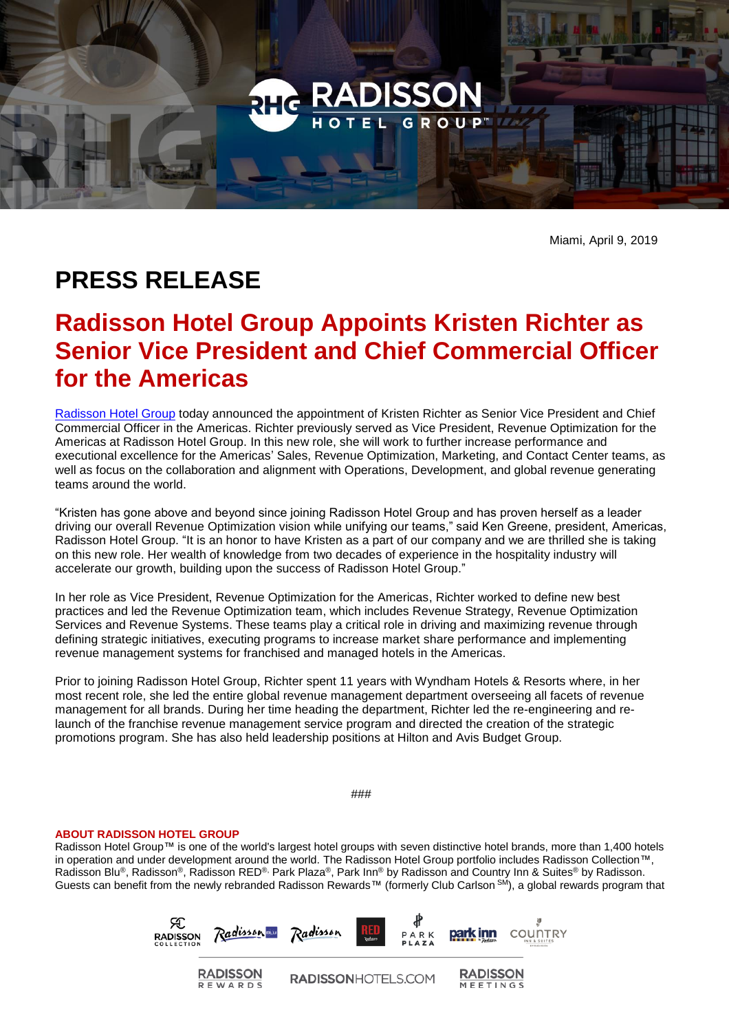Miami, April 9, 2019

# PRESS RELEASE

## Radisson Hotel Group Appoints Kristen Richter as Senior Vice President and Chief Commercial Officer for the Americas

Radisson Hotel Group today announced the appointment of Kristen Richter as Senior Vice President and Chief Commercial Officer in the Americas. Richter previously served as Vice President, Revenue Optimization for the Americas at Radisson Hotel Group. In this new role, she will work to further increase performance and executional excellence for the Americas' Sales, Revenue Optimization, Marketing, and Contact Center teams, as well as focus on the collaboration and alignment with Operations, Development, and global revenue generating teams around the world.

"Kristen has gone above and beyond since joining Radisson Hotel Group and has proven herself as a leader driving our overall Revenue Optimization vision while unifying our teams," said Ken Greene, president, Americas, Radisson Hotel Group. "It is an honor to have Kristen as a part of our company and we are thrilled she is taking on this new role. Her wealth of knowledge from two decades of experience in the hospitality industry will accelerate our growth, building upon the success of Radisson Hotel Group."

In her role as Vice President, Revenue Optimization for the Americas, Richter worked to define new best practices and led the Revenue Optimization team, which includes Revenue Strategy, Revenue Optimization Services and Revenue Systems. These teams play a critical role in driving and maximizing revenue through defining strategic initiatives, executing programs to increase market share performance and implementing revenue management systems for franchised and managed hotels in the Americas.

Prior to joining Radisson Hotel Group, Richter spent 11 years with Wyndham Hotels & Resorts where, in her most recent role, she led the entire global revenue management department overseeing all facets of revenue management for all brands. During her time heading the department, Richter led the re-engineering and re-launch of the franchise revenue management service program and directed the creation of the strategic promotions program. She has also held leadership positions at Hilton and Avis Budget Group.

###

**ABOUT RADISSON HOTEL GROUP**

Radisson Hotel Group™ is one of the world's largest hotel groups with seven distinctive hotel brands, more than 1,400 hotels in operation and under development around the world. The Radisson Hotel Group portfolio includes Radisson Collection™, Radisson Blu®, Radisson®, Radisson RED®, Park Plaza®, Park Inn® by Radisson and Country Inn & Suites® by Radisson. Guests can benefit from the newly rebranded Radisson Rewards™ (formerly Club Carlson SM), a global rewards program that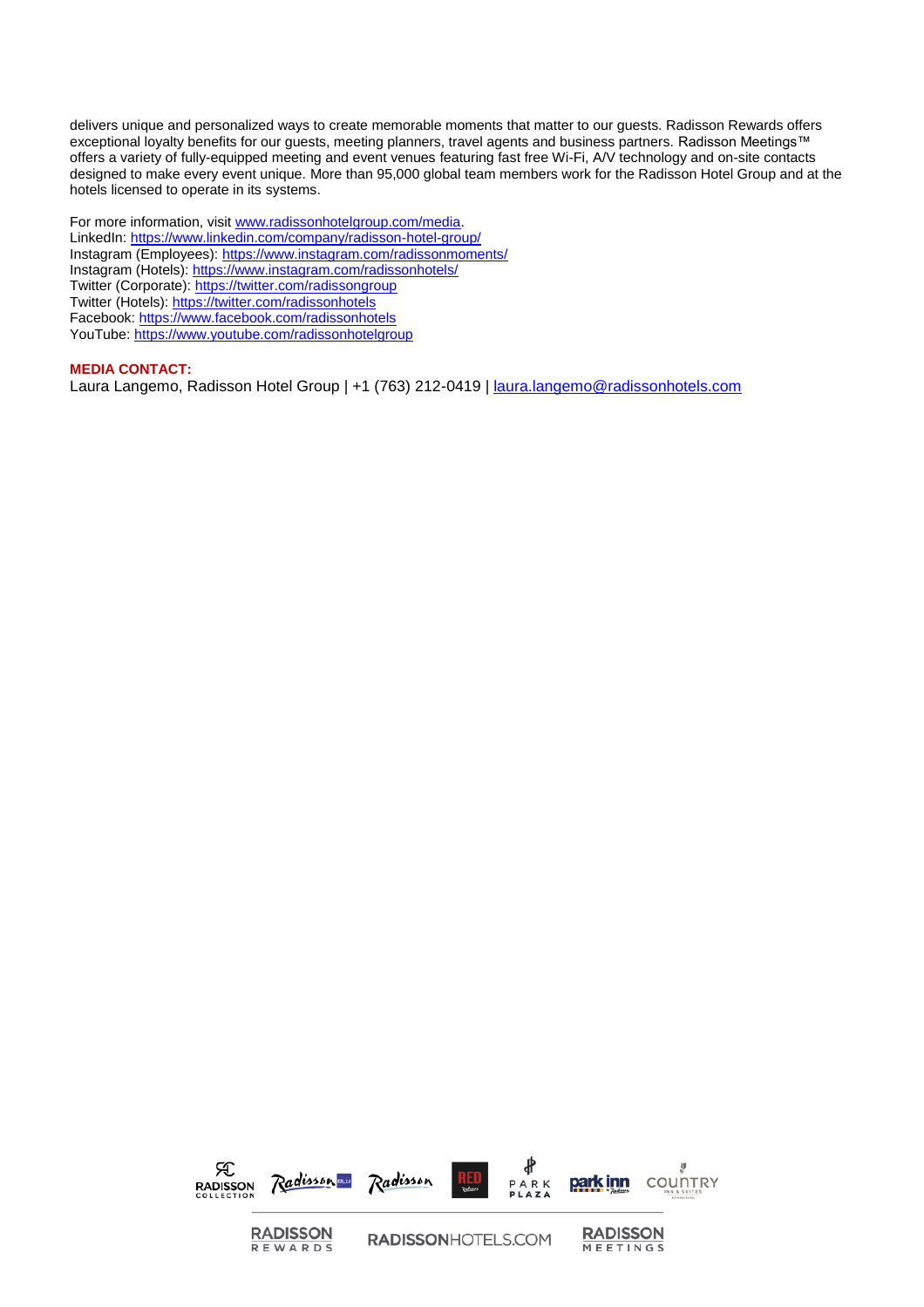delivers unique and personalized ways to create memorable moments that matter to our guests. Radisson Rewards offers exceptional loyalty benefits for our guests, meeting planners, travel agents and business partners. Radisson Meetings™ offers a variety of fully-equipped meeting and event venues featuring fast free Wi-Fi, A/V technology and on-site contacts designed to make every event unique. More than 95,000 global team members work for the Radisson Hotel Group and at the hotels licensed to operate in its systems.

For more information, visit www.radissonhotelgroup.com/media.
LinkedIn: https://www.linkedin.com/company/radisson-hotel-group/
Instagram (Employees): https://www.instagram.com/radissonmoments/
Instagram (Hotels): https://www.instagram.com/radissonhotels/
Twitter (Corporate): https://twitter.com/radissongroup
Twitter (Hotels): https://twitter.com/radissonhotels
Facebook: https://www.facebook.com/radissonhotels
YouTube: https://www.youtube.com/radissonhotelgroup

**MEDIA CONTACT:**
Laura Langemo, Radisson Hotel Group | +1 (763) 212-0419 | laura.langemo@radissonhotels.com